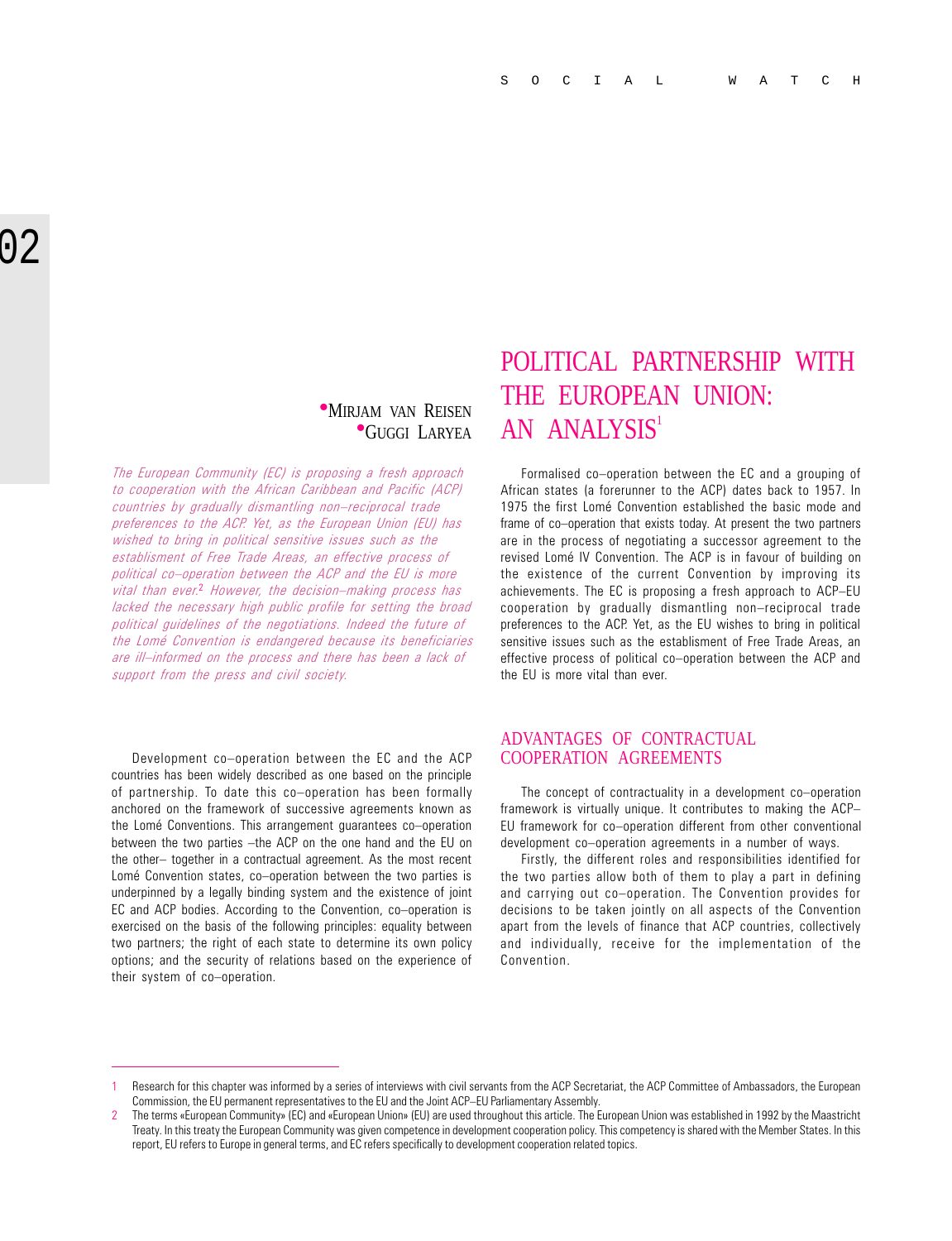# POLITICAL PARTNERSHIP WITH THE EUROPEAN UNION: AN ANALYSIS[1]

•MIRJAM VAN REISEN
•GUGGI LARYEA

*The European Community (EC) is proposing a fresh approach to cooperation with the African Caribbean and Pacific (ACP) countries by gradually dismantling non–reciprocal trade preferences to the ACP. Yet, as the European Union (EU) has wished to bring in political sensitive issues such as the establishment of Free Trade Areas, an effective process of political co–operation between the ACP and the EU is more vital than ever.*[2] *However, the decision–making process has lacked the necessary high public profile for setting the broad political guidelines of the negotiations. Indeed the future of the Lomé Convention is endangered because its beneficiaries are ill–informed on the process and there has been a lack of support from the press and civil society.*

Development co–operation between the EC and the ACP countries has been widely described as one based on the principle of partnership. To date this co–operation has been formally anchored on the framework of successive agreements known as the Lomé Conventions. This arrangement guarantees co–operation between the two parties –the ACP on the one hand and the EU on the other– together in a contractual agreement. As the most recent Lomé Convention states, co–operation between the two parties is underpinned by a legally binding system and the existence of joint EC and ACP bodies. According to the Convention, co–operation is exercised on the basis of the following principles: equality between two partners; the right of each state to determine its own policy options; and the security of relations based on the experience of their system of co–operation.

Formalised co–operation between the EC and a grouping of African states (a forerunner to the ACP) dates back to 1957. In 1975 the first Lomé Convention established the basic mode and frame of co–operation that exists today. At present the two partners are in the process of negotiating a successor agreement to the revised Lomé IV Convention. The ACP is in favour of building on the existence of the current Convention by improving its achievements. The EC is proposing a fresh approach to ACP–EU cooperation by gradually dismantling non–reciprocal trade preferences to the ACP. Yet, as the EU wishes to bring in political sensitive issues such as the establishment of Free Trade Areas, an effective process of political co–operation between the ACP and the EU is more vital than ever.

## ADVANTAGES OF CONTRACTUAL COOPERATION AGREEMENTS

The concept of contractuality in a development co–operation framework is virtually unique. It contributes to making the ACP–EU framework for co–operation different from other conventional development co–operation agreements in a number of ways.

Firstly, the different roles and responsibilities identified for the two parties allow both of them to play a part in defining and carrying out co–operation. The Convention provides for decisions to be taken jointly on all aspects of the Convention apart from the levels of finance that ACP countries, collectively and individually, receive for the implementation of the Convention.

---

1 Research for this chapter was informed by a series of interviews with civil servants from the ACP Secretariat, the ACP Committee of Ambassadors, the European Commission, the EU permanent representatives to the EU and the Joint ACP–EU Parliamentary Assembly.

2 The terms «European Community» (EC) and «European Union» (EU) are used throughout this article. The European Union was established in 1992 by the Maastricht Treaty. In this treaty the European Community was given competence in development cooperation policy. This competency is shared with the Member States. In this report, EU refers to Europe in general terms, and EC refers specifically to development cooperation related topics.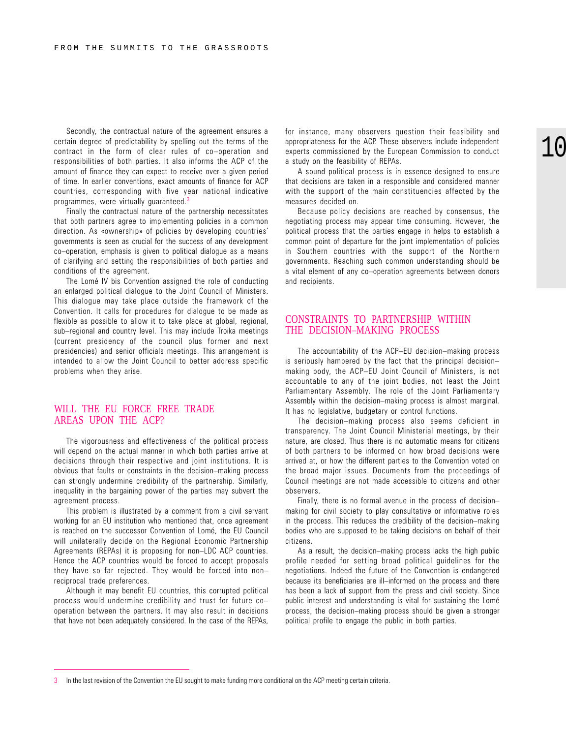Secondly, the contractual nature of the agreement ensures a certain degree of predictability by spelling out the terms of the contract in the form of clear rules of co–operation and responsibilities of both parties. It also informs the ACP of the amount of finance they can expect to receive over a given period of time. In earlier conventions, exact amounts of finance for ACP countries, corresponding with five year national indicative programmes, were virtually guaranteed.[3]

Finally the contractual nature of the partnership necessitates that both partners agree to implementing policies in a common direction. As «ownership» of policies by developing countries' governments is seen as crucial for the success of any development co–operation, emphasis is given to political dialogue as a means of clarifying and setting the responsibilities of both parties and conditions of the agreement.

The Lomé IV bis Convention assigned the role of conducting an enlarged political dialogue to the Joint Council of Ministers. This dialogue may take place outside the framework of the Convention. It calls for procedures for dialogue to be made as flexible as possible to allow it to take place at global, regional, sub–regional and country level. This may include Troika meetings (current presidency of the council plus former and next presidencies) and senior officials meetings. This arrangement is intended to allow the Joint Council to better address specific problems when they arise.

## WILL THE EU FORCE FREE TRADE AREAS UPON THE ACP?

The vigorousness and effectiveness of the political process will depend on the actual manner in which both parties arrive at decisions through their respective and joint institutions. It is obvious that faults or constraints in the decision–making process can strongly undermine credibility of the partnership. Similarly, inequality in the bargaining power of the parties may subvert the agreement process.

This problem is illustrated by a comment from a civil servant working for an EU institution who mentioned that, once agreement is reached on the successor Convention of Lomé, the EU Council will unilaterally decide on the Regional Economic Partnership Agreements (REPAs) it is proposing for non–LDC ACP countries. Hence the ACP countries would be forced to accept proposals they have so far rejected. They would be forced into non–reciprocal trade preferences.

Although it may benefit EU countries, this corrupted political process would undermine credibility and trust for future co–operation between the partners. It may also result in decisions that have not been adequately considered. In the case of the REPAs, for instance, many observers question their feasibility and appropriateness for the ACP. These observers include independent experts commissioned by the European Commission to conduct a study on the feasibility of REPAs.

A sound political process is in essence designed to ensure that decisions are taken in a responsible and considered manner with the support of the main constituencies affected by the measures decided on.

Because policy decisions are reached by consensus, the negotiating process may appear time consuming. However, the political process that the parties engage in helps to establish a common point of departure for the joint implementation of policies in Southern countries with the support of the Northern governments. Reaching such common understanding should be a vital element of any co–operation agreements between donors and recipients.

## CONSTRAINTS TO PARTNERSHIP WITHIN THE DECISION–MAKING PROCESS

The accountability of the ACP–EU decision–making process is seriously hampered by the fact that the principal decision–making body, the ACP–EU Joint Council of Ministers, is not accountable to any of the joint bodies, not least the Joint Parliamentary Assembly. The role of the Joint Parliamentary Assembly within the decision–making process is almost marginal. It has no legislative, budgetary or control functions.

The decision–making process also seems deficient in transparency. The Joint Council Ministerial meetings, by their nature, are closed. Thus there is no automatic means for citizens of both partners to be informed on how broad decisions were arrived at, or how the different parties to the Convention voted on the broad major issues. Documents from the proceedings of Council meetings are not made accessible to citizens and other observers.

Finally, there is no formal avenue in the process of decision–making for civil society to play consultative or informative roles in the process. This reduces the credibility of the decision–making bodies who are supposed to be taking decisions on behalf of their citizens.

As a result, the decision–making process lacks the high public profile needed for setting broad political guidelines for the negotiations. Indeed the future of the Convention is endangered because its beneficiaries are ill–informed on the process and there has been a lack of support from the press and civil society. Since public interest and understanding is vital for sustaining the Lomé process, the decision–making process should be given a stronger political profile to engage the public in both parties.

---

3 In the last revision of the Convention the EU sought to make funding more conditional on the ACP meeting certain criteria.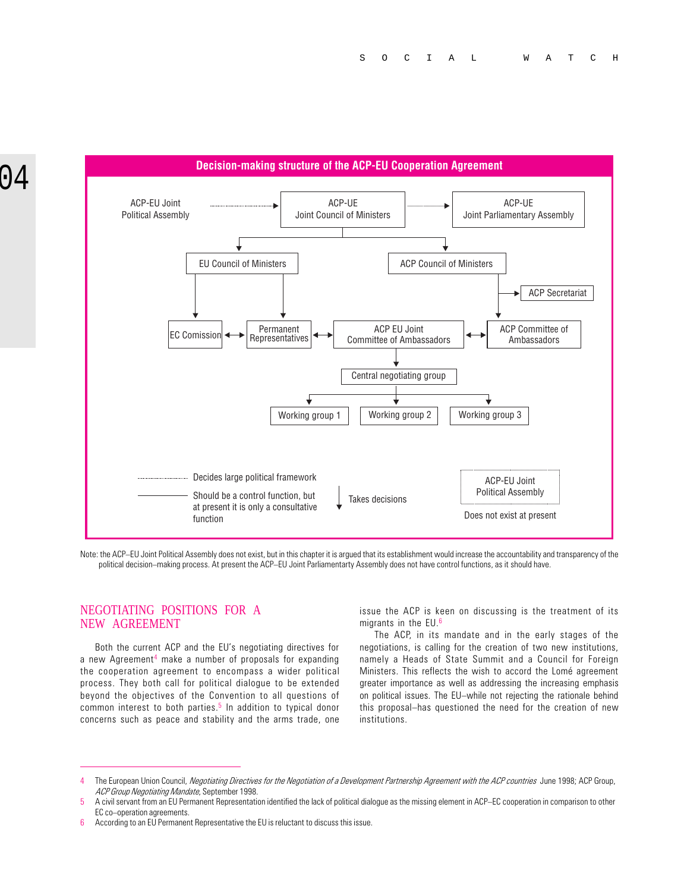**Decision-making structure of the ACP-EU Cooperation Agreement**

ACP-EU Joint Political Assembly

ACP-UE Joint Council of Ministers

ACP-UE Joint Parliamentary Assembly

EU Council of Ministers

ACP Council of Ministers

ACP Secretariat

EC Comission

Permanent Representatives

ACP EU Joint Committee of Ambassadors

ACP Committee of Ambassadors

Central negotiating group

Working group 1

Working group 2

Working group 3

Decides large political framework

Should be a control function, but at present it is only a consultative function

Takes decisions

ACP-EU Joint Political Assembly

Does not exist at present

Note: the ACP–EU Joint Political Assembly does not exist, but in this chapter it is argued that its establishment would increase the accountability and transparency of the political decision–making process. At present the ACP–EU Joint Parliamentarty Assembly does not have control functions, as it should have.

## NEGOTIATING POSITIONS FOR A NEW AGREEMENT

Both the current ACP and the EU's negotiating directives for a new Agreement[4] make a number of proposals for expanding the cooperation agreement to encompass a wider political process. They both call for political dialogue to be extended beyond the objectives of the Convention to all questions of common interest to both parties.[5] In addition to typical donor concerns such as peace and stability and the arms trade, one issue the ACP is keen on discussing is the treatment of its migrants in the EU.[6]

The ACP, in its mandate and in the early stages of the negotiations, is calling for the creation of two new institutions, namely a Heads of State Summit and a Council for Foreign Ministers. This reflects the wish to accord the Lomé agreement greater importance as well as addressing the increasing emphasis on political issues. The EU–while not rejecting the rationale behind this proposal–has questioned the need for the creation of new institutions.

---

4 The European Union Council, *Negotiating Directives for the Negotiation of a Development Partnership Agreement with the ACP countries* June 1998; ACP Group, *ACP Group Negotiating Mandate*, September 1998.

5 A civil servant from an EU Permanent Representation identified the lack of political dialogue as the missing element in ACP–EC cooperation in comparison to other EC co–operation agreements.

6 According to an EU Permanent Representative the EU is reluctant to discuss this issue.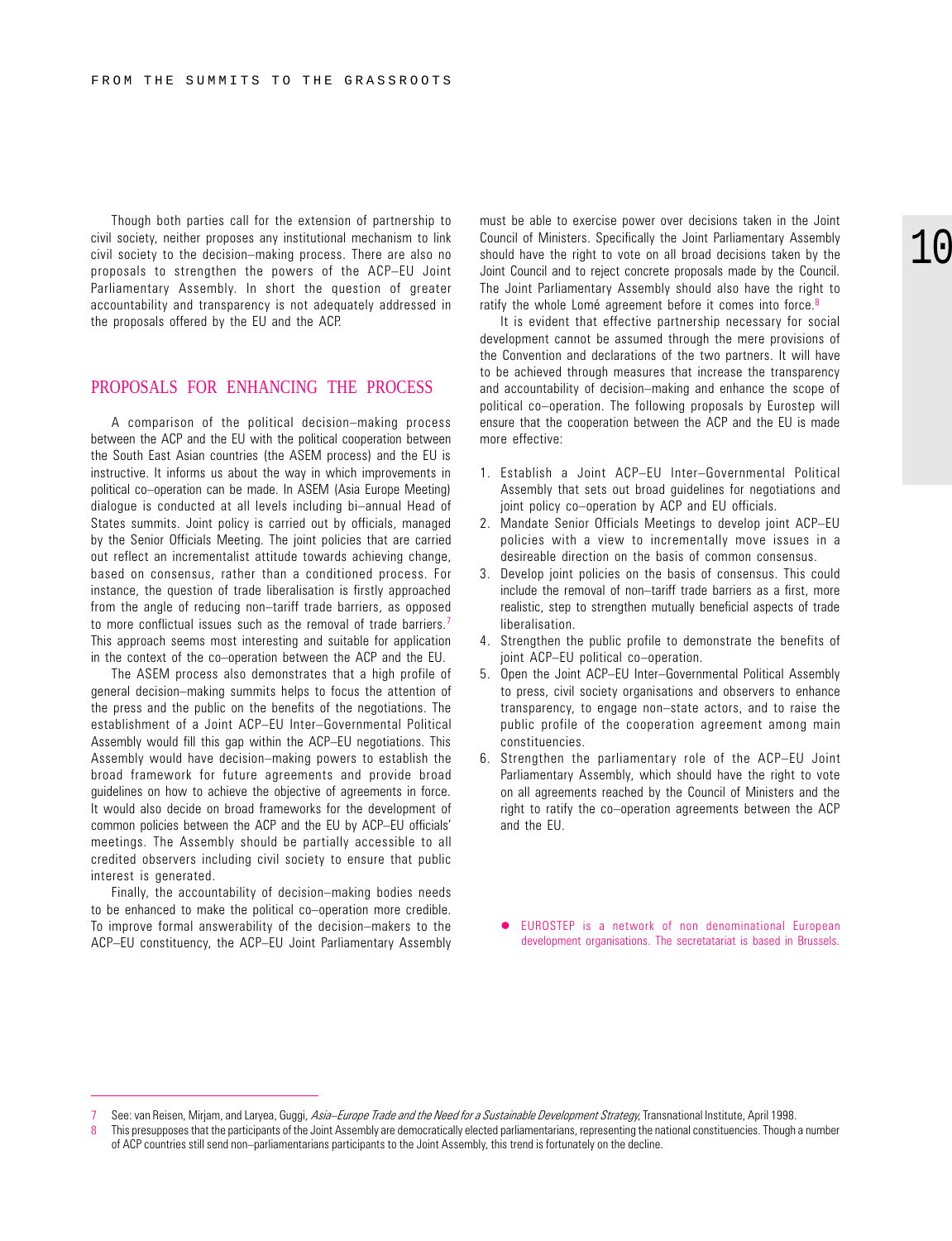Though both parties call for the extension of partnership to civil society, neither proposes any institutional mechanism to link civil society to the decision–making process. There are also no proposals to strengthen the powers of the ACP–EU Joint Parliamentary Assembly. In short the question of greater accountability and transparency is not adequately addressed in the proposals offered by the EU and the ACP.

## PROPOSALS FOR ENHANCING THE PROCESS

A comparison of the political decision–making process between the ACP and the EU with the political cooperation between the South East Asian countries (the ASEM process) and the EU is instructive. It informs us about the way in which improvements in political co–operation can be made. In ASEM (Asia Europe Meeting) dialogue is conducted at all levels including bi–annual Head of States summits. Joint policy is carried out by officials, managed by the Senior Officials Meeting. The joint policies that are carried out reflect an incrementalist attitude towards achieving change, based on consensus, rather than a conditioned process. For instance, the question of trade liberalisation is firstly approached from the angle of reducing non–tariff trade barriers, as opposed to more conflictual issues such as the removal of trade barriers.[7] This approach seems most interesting and suitable for application in the context of the co–operation between the ACP and the EU.

The ASEM process also demonstrates that a high profile of general decision–making summits helps to focus the attention of the press and the public on the benefits of the negotiations. The establishment of a Joint ACP–EU Inter–Governmental Political Assembly would fill this gap within the ACP–EU negotiations. This Assembly would have decision–making powers to establish the broad framework for future agreements and provide broad guidelines on how to achieve the objective of agreements in force. It would also decide on broad frameworks for the development of common policies between the ACP and the EU by ACP–EU officials' meetings. The Assembly should be partially accessible to all credited observers including civil society to ensure that public interest is generated.

Finally, the accountability of decision–making bodies needs to be enhanced to make the political co–operation more credible. To improve formal answerability of the decision–makers to the ACP–EU constituency, the ACP–EU Joint Parliamentary Assembly must be able to exercise power over decisions taken in the Joint Council of Ministers. Specifically the Joint Parliamentary Assembly should have the right to vote on all broad decisions taken by the Joint Council and to reject concrete proposals made by the Council. The Joint Parliamentary Assembly should also have the right to ratify the whole Lomé agreement before it comes into force.[8]

It is evident that effective partnership necessary for social development cannot be assumed through the mere provisions of the Convention and declarations of the two partners. It will have to be achieved through measures that increase the transparency and accountability of decision–making and enhance the scope of political co–operation. The following proposals by Eurostep will ensure that the cooperation between the ACP and the EU is made more effective:

1. Establish a Joint ACP–EU Inter–Governmental Political Assembly that sets out broad guidelines for negotiations and joint policy co–operation by ACP and EU officials.
2. Mandate Senior Officials Meetings to develop joint ACP–EU policies with a view to incrementally move issues in a desireable direction on the basis of common consensus.
3. Develop joint policies on the basis of consensus. This could include the removal of non–tariff trade barriers as a first, more realistic, step to strengthen mutually beneficial aspects of trade liberalisation.
4. Strengthen the public profile to demonstrate the benefits of joint ACP–EU political co–operation.
5. Open the Joint ACP–EU Inter–Governmental Political Assembly to press, civil society organisations and observers to enhance transparency, to engage non–state actors, and to raise the public profile of the cooperation agreement among main constituencies.
6. Strengthen the parliamentary role of the ACP–EU Joint Parliamentary Assembly, which should have the right to vote on all agreements reached by the Council of Ministers and the right to ratify the co–operation agreements between the ACP and the EU.

- EUROSTEP is a network of non denominational European development organisations. The secretatariat is based in Brussels.

---

7 See: van Reisen, Mirjam, and Laryea, Guggi, *Asia–Europe Trade and the Need for a Sustainable Development Strategy*, Transnational Institute, April 1998.

8 This presupposes that the participants of the Joint Assembly are democratically elected parliamentarians, representing the national constituencies. Though a number of ACP countries still send non–parliamentarians participants to the Joint Assembly, this trend is fortunately on the decline.